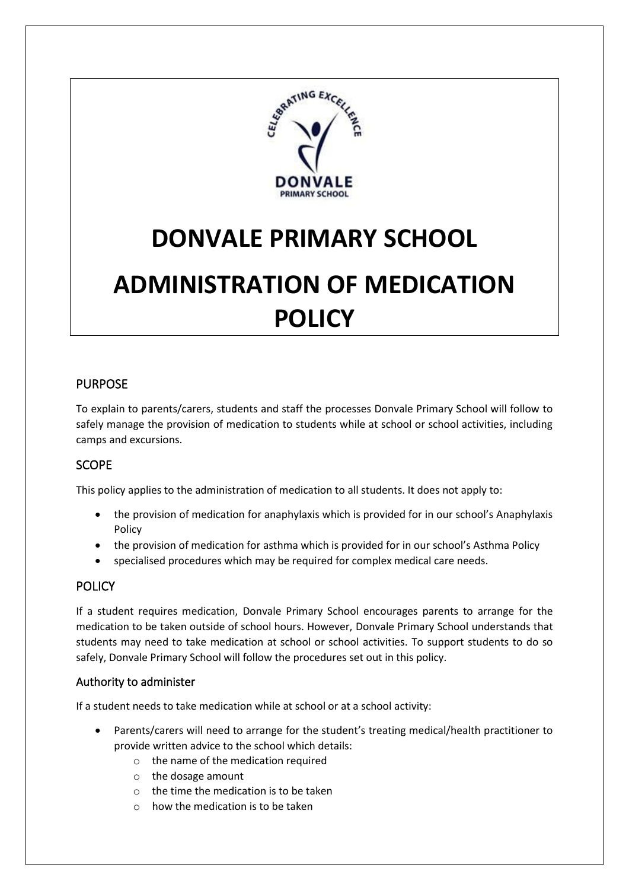# DONVALE PRIMARY SCHOOL

# ADMINISTRATION OF MEDICATION POLICY

## PURPOSE

To explain to parents/carers, students and staff the processes Donvale Primary School will follow to safely manage the provision of medication to students while at school or school activities, including camps and excursions.

## SCOPE

This policy applies to the administration of medication to all students. It does not apply to:

- the provision of medication for anaphylaxis which is provided for in our school's Anaphylaxis Policy
- the provision of medication for asthma which is provided for in our school's Asthma Policy
- specialised procedures which may be required for complex medical care needs.

## POLICY

If a student requires medication, Donvale Primary School encourages parents to arrange for the medication to be taken outside of school hours. However, Donvale Primary School understands that students may need to take medication at school or school activities. To support students to do so safely, Donvale Primary School will follow the procedures set out in this policy.

### Authority to administer

If a student needs to take medication while at school or at a school activity:

- Parents/carers will need to arrange for the student's treating medical/health practitioner to provide written advice to the school which details:
  - the name of the medication required
  - the dosage amount
  - the time the medication is to be taken
  - how the medication is to be taken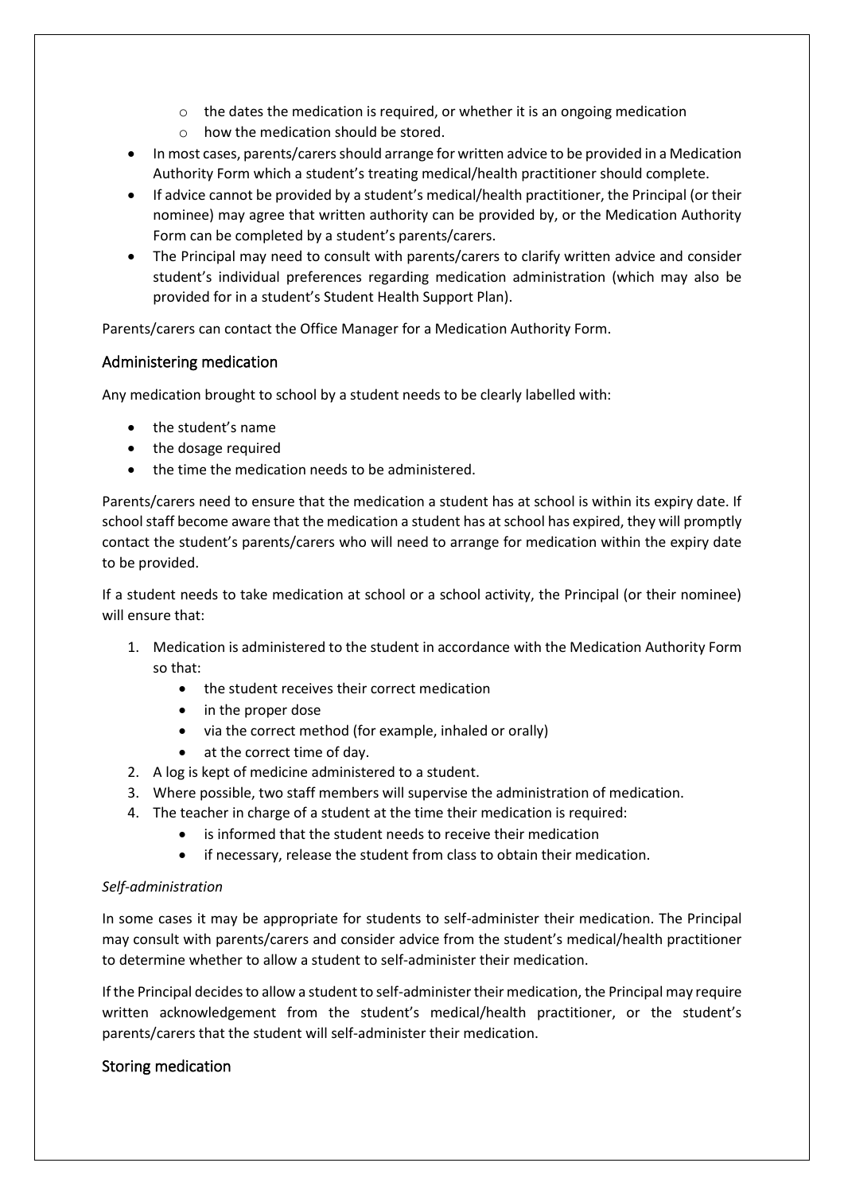- the dates the medication is required, or whether it is an ongoing medication
  - how the medication should be stored.
- In most cases, parents/carers should arrange for written advice to be provided in a Medication Authority Form which a student's treating medical/health practitioner should complete.
- If advice cannot be provided by a student's medical/health practitioner, the Principal (or their nominee) may agree that written authority can be provided by, or the Medication Authority Form can be completed by a student's parents/carers.
- The Principal may need to consult with parents/carers to clarify written advice and consider student's individual preferences regarding medication administration (which may also be provided for in a student's Student Health Support Plan).

Parents/carers can contact the Office Manager for a Medication Authority Form.

## Administering medication

Any medication brought to school by a student needs to be clearly labelled with:

- the student's name
- the dosage required
- the time the medication needs to be administered.

Parents/carers need to ensure that the medication a student has at school is within its expiry date. If school staff become aware that the medication a student has at school has expired, they will promptly contact the student's parents/carers who will need to arrange for medication within the expiry date to be provided.

If a student needs to take medication at school or a school activity, the Principal (or their nominee) will ensure that:

1. Medication is administered to the student in accordance with the Medication Authority Form so that:
   - the student receives their correct medication
   - in the proper dose
   - via the correct method (for example, inhaled or orally)
   - at the correct time of day.
2. A log is kept of medicine administered to a student.
3. Where possible, two staff members will supervise the administration of medication.
4. The teacher in charge of a student at the time their medication is required:
   - is informed that the student needs to receive their medication
   - if necessary, release the student from class to obtain their medication.

### *Self-administration*

In some cases it may be appropriate for students to self-administer their medication. The Principal may consult with parents/carers and consider advice from the student's medical/health practitioner to determine whether to allow a student to self-administer their medication.

If the Principal decides to allow a student to self-administer their medication, the Principal may require written acknowledgement from the student's medical/health practitioner, or the student's parents/carers that the student will self-administer their medication.

## Storing medication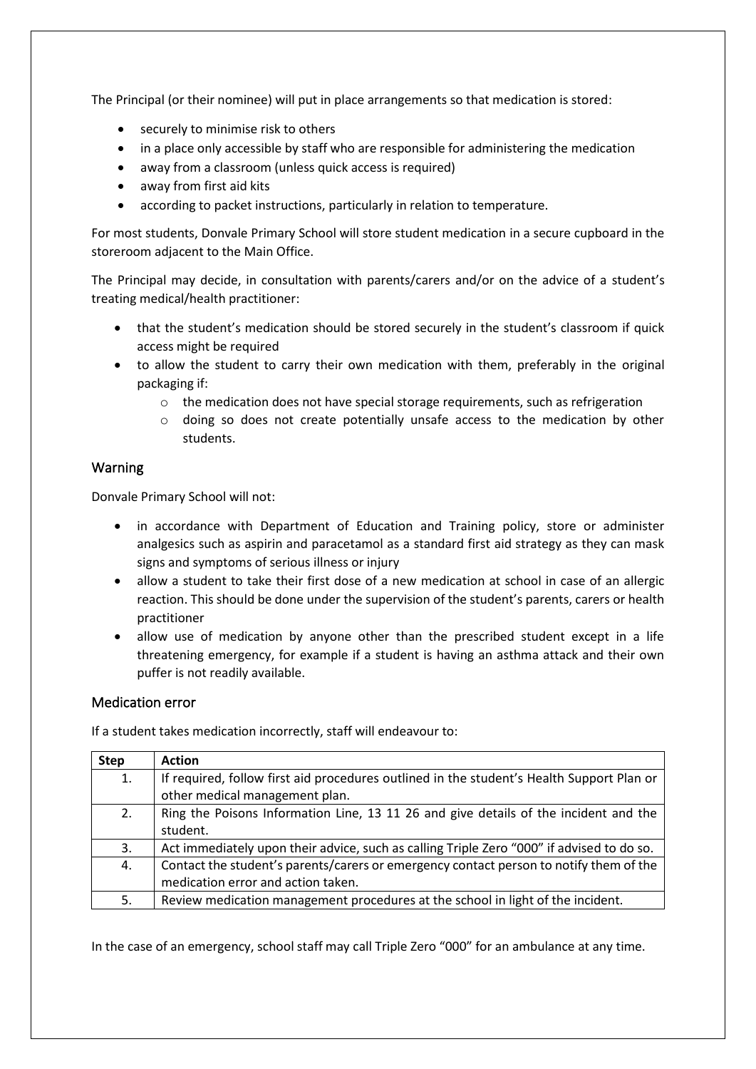The Principal (or their nominee) will put in place arrangements so that medication is stored:

- securely to minimise risk to others
- in a place only accessible by staff who are responsible for administering the medication
- away from a classroom (unless quick access is required)
- away from first aid kits
- according to packet instructions, particularly in relation to temperature.

For most students, Donvale Primary School will store student medication in a secure cupboard in the storeroom adjacent to the Main Office.

The Principal may decide, in consultation with parents/carers and/or on the advice of a student's treating medical/health practitioner:

- that the student's medication should be stored securely in the student's classroom if quick access might be required
- to allow the student to carry their own medication with them, preferably in the original packaging if:
  - the medication does not have special storage requirements, such as refrigeration
  - doing so does not create potentially unsafe access to the medication by other students.

## Warning

Donvale Primary School will not:

- in accordance with Department of Education and Training policy, store or administer analgesics such as aspirin and paracetamol as a standard first aid strategy as they can mask signs and symptoms of serious illness or injury
- allow a student to take their first dose of a new medication at school in case of an allergic reaction. This should be done under the supervision of the student's parents, carers or health practitioner
- allow use of medication by anyone other than the prescribed student except in a life threatening emergency, for example if a student is having an asthma attack and their own puffer is not readily available.

## Medication error

If a student takes medication incorrectly, staff will endeavour to:

| Step | Action |
|---|---|
| 1. | If required, follow first aid procedures outlined in the student's Health Support Plan or other medical management plan. |
| 2. | Ring the Poisons Information Line, 13 11 26 and give details of the incident and the student. |
| 3. | Act immediately upon their advice, such as calling Triple Zero "000" if advised to do so. |
| 4. | Contact the student's parents/carers or emergency contact person to notify them of the medication error and action taken. |
| 5. | Review medication management procedures at the school in light of the incident. |

In the case of an emergency, school staff may call Triple Zero "000" for an ambulance at any time.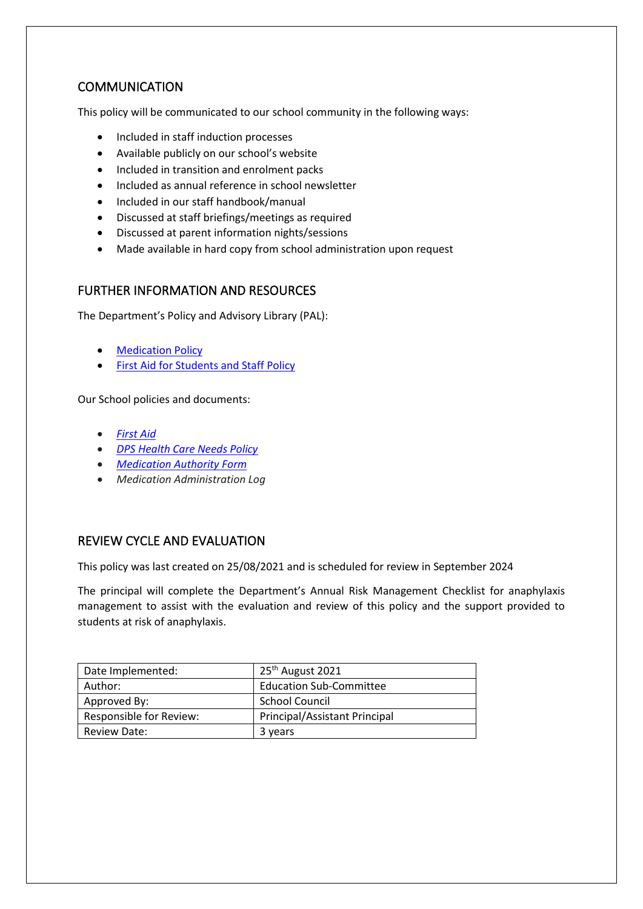## COMMUNICATION

This policy will be communicated to our school community in the following ways:

- Included in staff induction processes
- Available publicly on our school's website
- Included in transition and enrolment packs
- Included as annual reference in school newsletter
- Included in our staff handbook/manual
- Discussed at staff briefings/meetings as required
- Discussed at parent information nights/sessions
- Made available in hard copy from school administration upon request

## FURTHER INFORMATION AND RESOURCES

The Department's Policy and Advisory Library (PAL):

- Medication Policy
- First Aid for Students and Staff Policy

Our School policies and documents:

- *First Aid*
- *DPS Health Care Needs Policy*
- *Medication Authority Form*
- *Medication Administration Log*

## REVIEW CYCLE AND EVALUATION

This policy was last created on 25/08/2021 and is scheduled for review in September 2024

The principal will complete the Department's Annual Risk Management Checklist for anaphylaxis management to assist with the evaluation and review of this policy and the support provided to students at risk of anaphylaxis.

| | |
|---|---|
| Date Implemented: | 25th August 2021 |
| Author: | Education Sub-Committee |
| Approved By: | School Council |
| Responsible for Review: | Principal/Assistant Principal |
| Review Date: | 3 years |